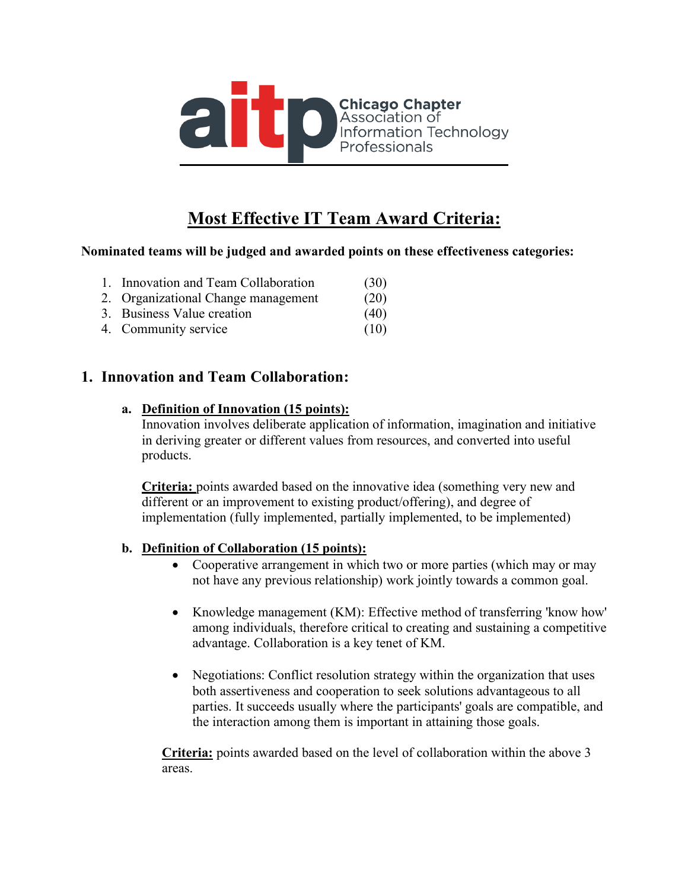aitp Chicago Chapter Association of Information Technology Professionals

# Most Effective IT Team Award Criteria:

**Nominated teams will be judged and awarded points on these effectiveness categories:**

1. Innovation and Team Collaboration (30)
2. Organizational Change management (20)
3. Business Value creation (40)
4. Community service (10)

## 1. Innovation and Team Collaboration:

**a. Definition of Innovation (15 points):**

Innovation involves deliberate application of information, imagination and initiative in deriving greater or different values from resources, and converted into useful products.

**Criteria:** points awarded based on the innovative idea (something very new and different or an improvement to existing product/offering), and degree of implementation (fully implemented, partially implemented, to be implemented)

**b. Definition of Collaboration (15 points):**

- Cooperative arrangement in which two or more parties (which may or may not have any previous relationship) work jointly towards a common goal.
- Knowledge management (KM): Effective method of transferring 'know how' among individuals, therefore critical to creating and sustaining a competitive advantage. Collaboration is a key tenet of KM.
- Negotiations: Conflict resolution strategy within the organization that uses both assertiveness and cooperation to seek solutions advantageous to all parties. It succeeds usually where the participants' goals are compatible, and the interaction among them is important in attaining those goals.

**Criteria:** points awarded based on the level of collaboration within the above 3 areas.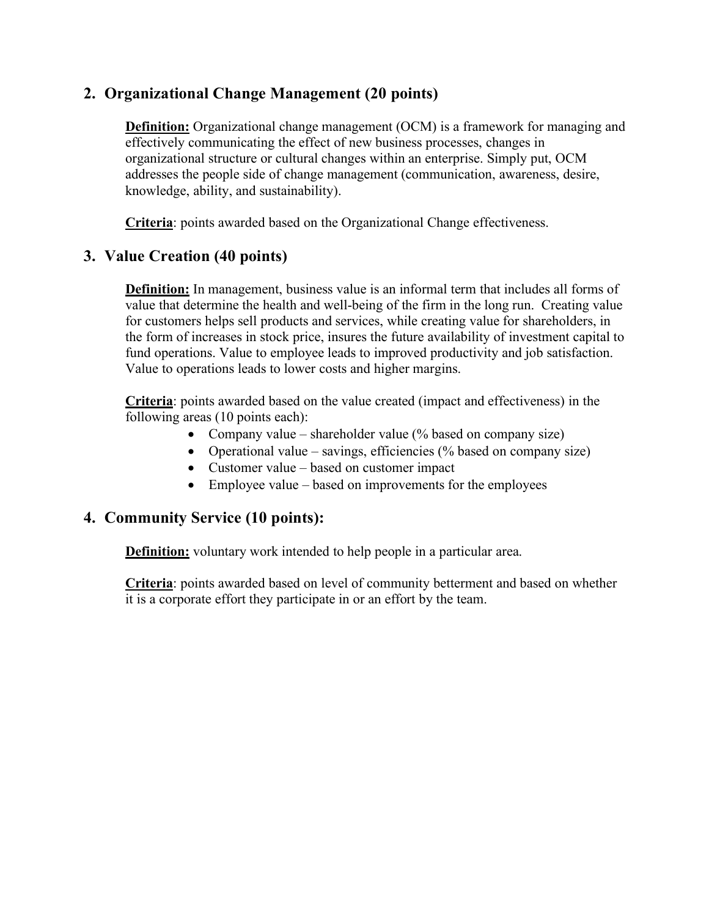## 2. Organizational Change Management (20 points)

**Definition:** Organizational change management (OCM) is a framework for managing and effectively communicating the effect of new business processes, changes in organizational structure or cultural changes within an enterprise. Simply put, OCM addresses the people side of change management (communication, awareness, desire, knowledge, ability, and sustainability).

**Criteria**: points awarded based on the Organizational Change effectiveness.

## 3. Value Creation (40 points)

**Definition:** In management, business value is an informal term that includes all forms of value that determine the health and well-being of the firm in the long run. Creating value for customers helps sell products and services, while creating value for shareholders, in the form of increases in stock price, insures the future availability of investment capital to fund operations. Value to employee leads to improved productivity and job satisfaction. Value to operations leads to lower costs and higher margins.

**Criteria**: points awarded based on the value created (impact and effectiveness) in the following areas (10 points each):

- Company value – shareholder value (% based on company size)
- Operational value – savings, efficiencies (% based on company size)
- Customer value – based on customer impact
- Employee value – based on improvements for the employees

## 4. Community Service (10 points):

**Definition:** voluntary work intended to help people in a particular area.

**Criteria**: points awarded based on level of community betterment and based on whether it is a corporate effort they participate in or an effort by the team.